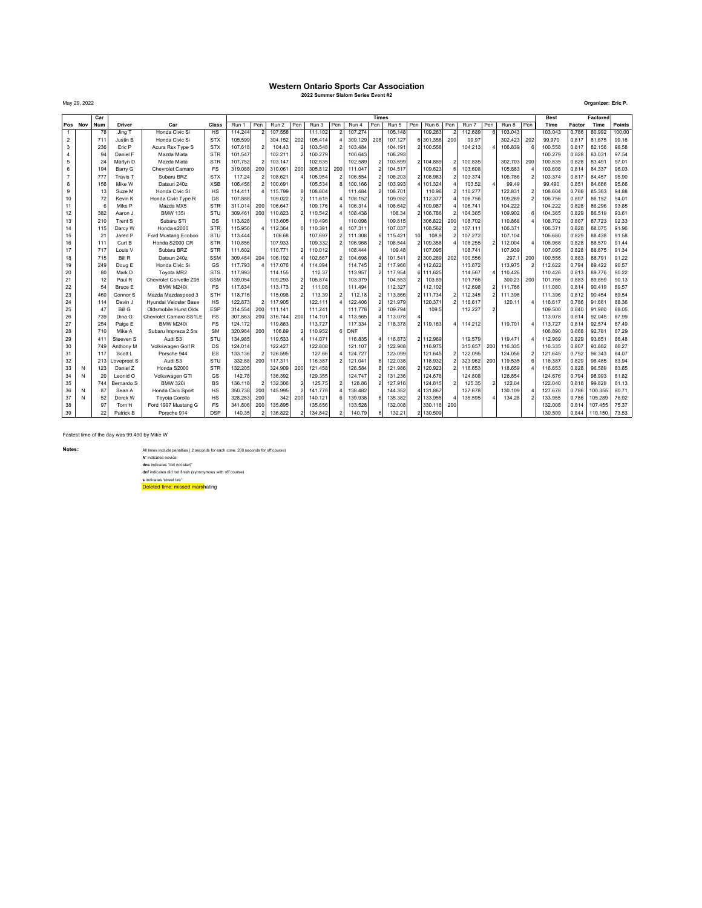# Western Ontario Sports Car Association

**2022 Summer Slalom Series Event #2**

May 29, 2022

**Organizer: Eric P.**

| Pos | Nov | Car Num | Driver | Car | Class | Run 1 | Pen | Run 2 | Pen | Run 3 | Pen | Run 4 | Pen | Run 5 | Pen | Run 6 | Pen | Run 7 | Pen | Run 8 | Pen | Best Time | Factor | Factored Time | Points |
|---|---|---|---|---|---|---|---|---|---|---|---|---|---|---|---|---|---|---|---|---|---|---|---|---|---|
| 1 | | 78 | Jing T | Honda Civic Si | HS | 114.244 | 2 | 107.558 | | 111.102 | 2 | 107.274 | | 105.148 | | 109.263 | 2 | 112.689 | 6 | 103.043 | | 103.043 | 0.786 | 80.992 | 100.00 |
| 2 | | 711 | Justin B | Honda Civic Si | STX | 105.599 | | 304.152 | 202 | 105.414 | 4 | 309.129 | 208 | 107.127 | 6 | 301.358 | 200 | 99.97 | | 302.423 | 202 | 99.970 | 0.817 | 81.675 | 99.16 |
| 3 | | 236 | Eric P | Acura Rsx Type S | STX | 107.618 | 2 | 104.43 | 2 | 103.548 | 2 | 103.484 | | 104.191 | 2 | 100.558 | | 104.213 | 4 | 106.839 | 6 | 100.558 | 0.817 | 82.156 | 98.58 |
| 4 | | 94 | Daniel F | Mazda Miata | STR | 101.547 | | 102.211 | 2 | 100.279 | | 100.643 | | 108.293 | | | | | | | | 100.279 | 0.828 | 83.031 | 97.54 |
| 5 | | 24 | Martyn D | Mazda Miata | STR | 107.752 | 2 | 103.147 | | 102.635 | | 102.589 | 2 | 103.699 | 2 | 104.869 | 2 | 100.835 | | 302.703 | 200 | 100.835 | 0.828 | 83.491 | 97.01 |
| 6 | | 194 | Barry G | Chevrolet Camaro | FS | 319.088 | 200 | 310.061 | 200 | 305.812 | 200 | 111.047 | 2 | 104.517 | | 109.623 | 6 | 103.608 | | 105.883 | 4 | 103.608 | 0.814 | 84.337 | 96.03 |
| 7 | | 777 | Travis T | Subaru BRZ | STX | 117.24 | 2 | 108.621 | 4 | 105.954 | 2 | 106.554 | 2 | 106.203 | 2 | 108.983 | 2 | 103.374 | | 106.766 | 2 | 103.374 | 0.817 | 84.457 | 95.90 |
| 8 | | 156 | Mike W | Datsun 240z | XSB | 106.456 | 2 | 100.691 | | 105.534 | 8 | 100.166 | 2 | 103.993 | 4 | 101.324 | 4 | 103.52 | 4 | 99.49 | | 99.490 | 0.851 | 84.666 | 95.66 |
| 9 | | 13 | Suze M | Honda Civic SI | HS | 114.411 | 4 | 115.799 | 6 | 108.604 | | 111.484 | 2 | 108.701 | | 110.96 | 2 | 110.277 | | 122.831 | 2 | 108.604 | 0.786 | 85.363 | 94.88 |
| 10 | | 72 | Kevin K | Honda Civic Type R | DS | 107.888 | | 109.022 | 2 | 111.615 | 4 | 108.152 | | 109.052 | | 112.377 | 4 | 106.756 | | 109.269 | 2 | 106.756 | 0.807 | 86.152 | 94.01 |
| 11 | | 6 | Mike P | Mazda MX5 | STR | 311.014 | 200 | 106.647 | | 109.176 | 4 | 106.314 | 4 | 108.642 | 4 | 109.987 | 4 | 106.741 | | 104.222 | | 104.222 | 0.828 | 86.296 | 93.85 |
| 12 | | 382 | Aaron J | BMW 135i | STU | 309.461 | 200 | 110.823 | 2 | 110.542 | 4 | 108.438 | | 108.34 | 2 | 106.786 | 2 | 104.365 | | 109.902 | 6 | 104.365 | 0.829 | 86.519 | 93.61 |
| 13 | | 210 | Trent S | Subaru STi | DS | 113.828 | | 113.605 | | 110.496 | | 110.098 | | 109.815 | | 306.822 | 200 | 108.702 | | 110.868 | 4 | 108.702 | 0.807 | 87.723 | 92.33 |
| 14 | | 115 | Darcy W | Honda s2000 | STR | 115.956 | 4 | 112.364 | 6 | 110.391 | 4 | 107.311 | | 107.037 | | 108.562 | 2 | 107.111 | | 106.371 | | 106.371 | 0.828 | 88.075 | 91.96 |
| 15 | | 21 | Jared P | Ford Mustang Ecoboo | STU | 113.444 | | 106.68 | | 107.697 | 2 | 111.308 | 6 | 115.421 | 10 | 108.9 | 2 | 107.272 | | 107.104 | | 106.680 | 0.829 | 88.438 | 91.58 |
| 16 | | 111 | Curt B | Honda S2000 CR | STR | 110.856 | | 107.933 | | 109.332 | 2 | 106.968 | 2 | 108.544 | 2 | 109.358 | 4 | 108.255 | 2 | 112.004 | 4 | 106.968 | 0.828 | 88.570 | 91.44 |
| 17 | | 717 | Louis V | Subaru BRZ | STR | 111.602 | | 110.771 | 2 | 110.012 | | 108.444 | | 109.48 | | 107.095 | | 108.741 | | 107.939 | | 107.095 | 0.828 | 88.675 | 91.34 |
| 18 | | 715 | Bill R | Datsun 240z | SSM | 309.484 | 204 | 106.192 | 4 | 102.667 | 2 | 104.698 | 4 | 101.541 | 2 | 300.269 | 202 | 100.556 | | 297.1 | 200 | 100.556 | 0.883 | 88.791 | 91.22 |
| 19 | | 249 | Doug E | Honda Civic Si | GS | 117.793 | 4 | 117.076 | 4 | 114.094 | | 114.745 | 2 | 117.966 | 4 | 112.622 | | 113.872 | | 113.975 | 2 | 112.622 | 0.794 | 89.422 | 90.57 |
| 20 | | 80 | Mark D | Toyota MR2 | STS | 117.993 | | 114.155 | | 112.37 | | 113.957 | 2 | 117.954 | 6 | 111.625 | | 114.567 | 4 | 110.426 | | 110.426 | 0.813 | 89.776 | 90.22 |
| 21 | | 12 | Paul R | Chevrolet Corvette Z06 | SSM | 139.054 | | 109.293 | 2 | 105.874 | | 103.379 | | 104.553 | 2 | 103.89 | | 101.766 | | 300.23 | 200 | 101.766 | 0.883 | 89.859 | 90.13 |
| 22 | | 54 | Bruce E | BMW M240i | FS | 117.634 | | 113.173 | 2 | 111.08 | | 111.494 | | 112.327 | | 112.102 | | 112.698 | 2 | 111.766 | | 111.080 | 0.814 | 90.419 | 89.57 |
| 23 | | 460 | Connor S | Mazda Mazdaspeed 3 | STH | 118.716 | | 115.098 | 2 | 113.39 | 2 | 112.18 | 2 | 113.866 | 2 | 111.734 | 2 | 112.345 | 2 | 111.396 | | 111.396 | 0.812 | 90.454 | 89.54 |
| 24 | | 114 | Devin J | Hyundai Veloster Base | HS | 122.873 | 2 | 117.905 | | 122.111 | 4 | 122.406 | 2 | 121.979 | | 120.371 | 2 | 116.617 | | 120.11 | 4 | 116.617 | 0.786 | 91.661 | 88.36 |
| 25 | | 47 | Bill G | Oldsmobile Hurst Olds | ESP | 314.554 | 200 | 111.141 | | 111.241 | | 111.778 | 2 | 109.794 | | 109.5 | | 112.227 | 2 | | | 109.500 | 0.840 | 91.980 | 88.05 |
| 26 | | 739 | Dina O | Chevrolet Camaro SS1LE | FS | 307.863 | 200 | 316.744 | 200 | 114.101 | 4 | 113.565 | 4 | 113.078 | 4 | | | | | | | 113.078 | 0.814 | 92.045 | 87.99 |
| 27 | | 254 | Paige E | BMW M240i | FS | 124.172 | | 119.863 | | 113.727 | | 117.334 | 2 | 118.378 | 2 | 119.163 | 4 | 114.212 | | 119.701 | 4 | 113.727 | 0.814 | 92.574 | 87.49 |
| 28 | | 710 | Mike A | Subaru Impreza 2.5rs | SM | 320.984 | 200 | 106.89 | 2 | 110.952 | 6 | DNF | | | | | | | | | | 106.890 | 0.868 | 92.781 | 87.29 |
| 29 | | 411 | Steeven S | Audi S3 | STU | 134.985 | | 119.533 | 4 | 114.071 | | 116.835 | 4 | 116.873 | 2 | 112.969 | | 119.579 | | 119.471 | 4 | 112.969 | 0.829 | 93.651 | 86.48 |
| 30 | | 749 | Anthony M | Volkswagen Golf R | DS | 124.014 | | 122.427 | | 122.808 | | 121.107 | 2 | 122.908 | | 116.975 | | 315.657 | 200 | 116.335 | | 116.335 | 0.807 | 93.882 | 86.27 |
| 31 | | 117 | Scott L | Porsche 944 | ES | 133.136 | 2 | 126.595 | | 127.66 | 4 | 124.727 | | 123.099 | | 121.645 | 2 | 122.095 | | 124.056 | 2 | 121.645 | 0.792 | 96.343 | 84.07 |
| 32 | | 213 | Lovepreet S | Audi S3 | STU | 332.88 | 200 | 117.311 | | 116.387 | 2 | 121.041 | 6 | 122.038 | | 118.932 | 2 | 323.962 | 200 | 119.535 | 6 | 116.387 | 0.829 | 96.485 | 83.94 |
| 33 | N | 123 | Daniel Z | Honda S2000 | STR | 132.205 | | 324.909 | 200 | 121.458 | | 126.584 | 8 | 121.986 | 2 | 120.923 | 2 | 116.653 | | 118.659 | 4 | 116.653 | 0.828 | 96.589 | 83.85 |
| 34 | N | 20 | Leonid O | Volkswagen GTI | GS | 142.78 | | 136.392 | | 129.355 | | 124.747 | 2 | 131.236 | | 124.676 | | 124.808 | | 128.854 | | 124.676 | 0.794 | 98.993 | 81.82 |
| 35 | | 744 | Bernardo S | BMW 320i | BS | 136.118 | 2 | 132.306 | 2 | 125.75 | 2 | 128.86 | 2 | 127.916 | | 124.815 | 2 | 125.35 | 2 | 122.04 | | 122.040 | 0.818 | 99.829 | 81.13 |
| 36 | N | 87 | Sean A | Honda Civic Sport | HS | 350.738 | 200 | 145.995 | 2 | 141.778 | 4 | 138.482 | | 144.352 | 4 | 131.887 | | 127.678 | | 130.109 | 4 | 127.678 | 0.786 | 100.355 | 80.71 |
| 37 | N | 52 | Derek W | Toyota Corolla | HS | 328.263 | 200 | 342 | 200 | 140.121 | 6 | 139.938 | 6 | 135.382 | 2 | 133.955 | 4 | 135.595 | 4 | 134.28 | 2 | 133.955 | 0.786 | 105.289 | 76.92 |
| 38 | | 97 | Tom H | Ford 1997 Mustang G | FS | 341.806 | 200 | 135.895 | | 135.656 | | 133.528 | | 132.008 | | 330.116 | 200 | | | | | 132.008 | 0.814 | 107.455 | 75.37 |
| 39 | | 22 | Patrick B | Porsche 914 | DSP | 140.35 | 2 | 136.822 | 2 | 134.842 | 2 | 140.79 | 6 | 132.21 | 2 | 130.509 | | | | | | 130.509 | 0.844 | 110.150 | 73.53 |

Fastest time of the day was 99.490 by Mike W

**Notes:**

All times include penalties ( 2 seconds for each cone, 200 seconds for off course)

**N'** indicates novice

**dns** indicates "did not start"

**dnf** indicates did not finish (synonymous with off course)

**s** indicates 'street tire'

Deleted time: missed marshaling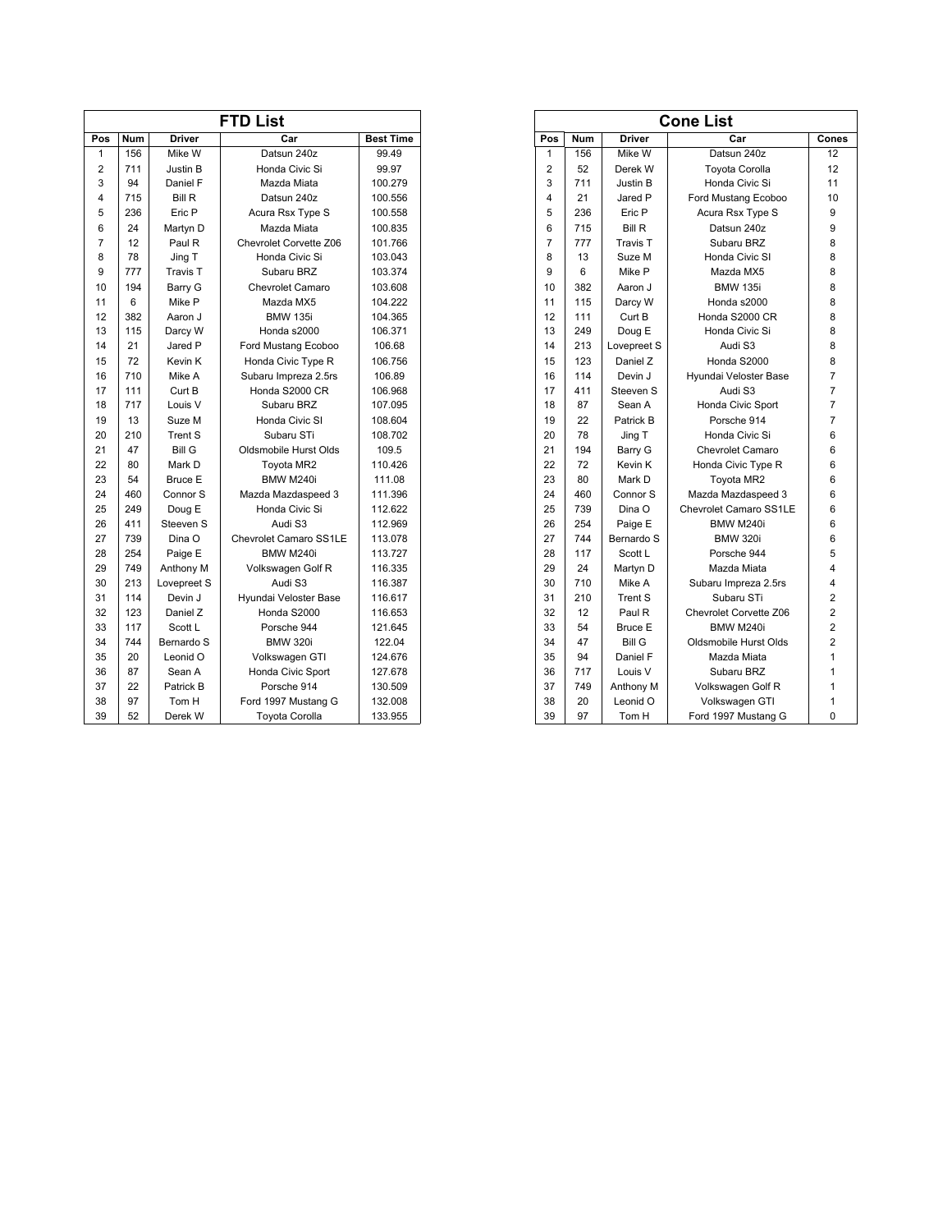## FTD List

| Pos | Num | Driver | Car | Best Time |
|---|---|---|---|---|
| 1 | 156 | Mike W | Datsun 240z | 99.49 |
| 2 | 711 | Justin B | Honda Civic Si | 99.97 |
| 3 | 94 | Daniel F | Mazda Miata | 100.279 |
| 4 | 715 | Bill R | Datsun 240z | 100.556 |
| 5 | 236 | Eric P | Acura Rsx Type S | 100.558 |
| 6 | 24 | Martyn D | Mazda Miata | 100.835 |
| 7 | 12 | Paul R | Chevrolet Corvette Z06 | 101.766 |
| 8 | 78 | Jing T | Honda Civic Si | 103.043 |
| 9 | 777 | Travis T | Subaru BRZ | 103.374 |
| 10 | 194 | Barry G | Chevrolet Camaro | 103.608 |
| 11 | 6 | Mike P | Mazda MX5 | 104.222 |
| 12 | 382 | Aaron J | BMW 135i | 104.365 |
| 13 | 115 | Darcy W | Honda s2000 | 106.371 |
| 14 | 21 | Jared P | Ford Mustang Ecoboo | 106.68 |
| 15 | 72 | Kevin K | Honda Civic Type R | 106.756 |
| 16 | 710 | Mike A | Subaru Impreza 2.5rs | 106.89 |
| 17 | 111 | Curt B | Honda S2000 CR | 106.968 |
| 18 | 717 | Louis V | Subaru BRZ | 107.095 |
| 19 | 13 | Suze M | Honda Civic SI | 108.604 |
| 20 | 210 | Trent S | Subaru STi | 108.702 |
| 21 | 47 | Bill G | Oldsmobile Hurst Olds | 109.5 |
| 22 | 80 | Mark D | Toyota MR2 | 110.426 |
| 23 | 54 | Bruce E | BMW M240i | 111.08 |
| 24 | 460 | Connor S | Mazda Mazdaspeed 3 | 111.396 |
| 25 | 249 | Doug E | Honda Civic Si | 112.622 |
| 26 | 411 | Steeven S | Audi S3 | 112.969 |
| 27 | 739 | Dina O | Chevrolet Camaro SS1LE | 113.078 |
| 28 | 254 | Paige E | BMW M240i | 113.727 |
| 29 | 749 | Anthony M | Volkswagen Golf R | 116.335 |
| 30 | 213 | Lovepreet S | Audi S3 | 116.387 |
| 31 | 114 | Devin J | Hyundai Veloster Base | 116.617 |
| 32 | 123 | Daniel Z | Honda S2000 | 116.653 |
| 33 | 117 | Scott L | Porsche 944 | 121.645 |
| 34 | 744 | Bernardo S | BMW 320i | 122.04 |
| 35 | 20 | Leonid O | Volkswagen GTI | 124.676 |
| 36 | 87 | Sean A | Honda Civic Sport | 127.678 |
| 37 | 22 | Patrick B | Porsche 914 | 130.509 |
| 38 | 97 | Tom H | Ford 1997 Mustang G | 132.008 |
| 39 | 52 | Derek W | Toyota Corolla | 133.955 |

## Cone List

| Pos | Num | Driver | Car | Cones |
|---|---|---|---|---|
| 1 | 156 | Mike W | Datsun 240z | 12 |
| 2 | 52 | Derek W | Toyota Corolla | 12 |
| 3 | 711 | Justin B | Honda Civic Si | 11 |
| 4 | 21 | Jared P | Ford Mustang Ecoboo | 10 |
| 5 | 236 | Eric P | Acura Rsx Type S | 9 |
| 6 | 715 | Bill R | Datsun 240z | 9 |
| 7 | 777 | Travis T | Subaru BRZ | 8 |
| 8 | 13 | Suze M | Honda Civic SI | 8 |
| 9 | 6 | Mike P | Mazda MX5 | 8 |
| 10 | 382 | Aaron J | BMW 135i | 8 |
| 11 | 115 | Darcy W | Honda s2000 | 8 |
| 12 | 111 | Curt B | Honda S2000 CR | 8 |
| 13 | 249 | Doug E | Honda Civic Si | 8 |
| 14 | 213 | Lovepreet S | Audi S3 | 8 |
| 15 | 123 | Daniel Z | Honda S2000 | 8 |
| 16 | 114 | Devin J | Hyundai Veloster Base | 7 |
| 17 | 411 | Steeven S | Audi S3 | 7 |
| 18 | 87 | Sean A | Honda Civic Sport | 7 |
| 19 | 22 | Patrick B | Porsche 914 | 7 |
| 20 | 78 | Jing T | Honda Civic Si | 6 |
| 21 | 194 | Barry G | Chevrolet Camaro | 6 |
| 22 | 72 | Kevin K | Honda Civic Type R | 6 |
| 23 | 80 | Mark D | Toyota MR2 | 6 |
| 24 | 460 | Connor S | Mazda Mazdaspeed 3 | 6 |
| 25 | 739 | Dina O | Chevrolet Camaro SS1LE | 6 |
| 26 | 254 | Paige E | BMW M240i | 6 |
| 27 | 744 | Bernardo S | BMW 320i | 6 |
| 28 | 117 | Scott L | Porsche 944 | 5 |
| 29 | 24 | Martyn D | Mazda Miata | 4 |
| 30 | 710 | Mike A | Subaru Impreza 2.5rs | 4 |
| 31 | 210 | Trent S | Subaru STi | 2 |
| 32 | 12 | Paul R | Chevrolet Corvette Z06 | 2 |
| 33 | 54 | Bruce E | BMW M240i | 2 |
| 34 | 47 | Bill G | Oldsmobile Hurst Olds | 2 |
| 35 | 94 | Daniel F | Mazda Miata | 1 |
| 36 | 717 | Louis V | Subaru BRZ | 1 |
| 37 | 749 | Anthony M | Volkswagen Golf R | 1 |
| 38 | 20 | Leonid O | Volkswagen GTI | 1 |
| 39 | 97 | Tom H | Ford 1997 Mustang G | 0 |